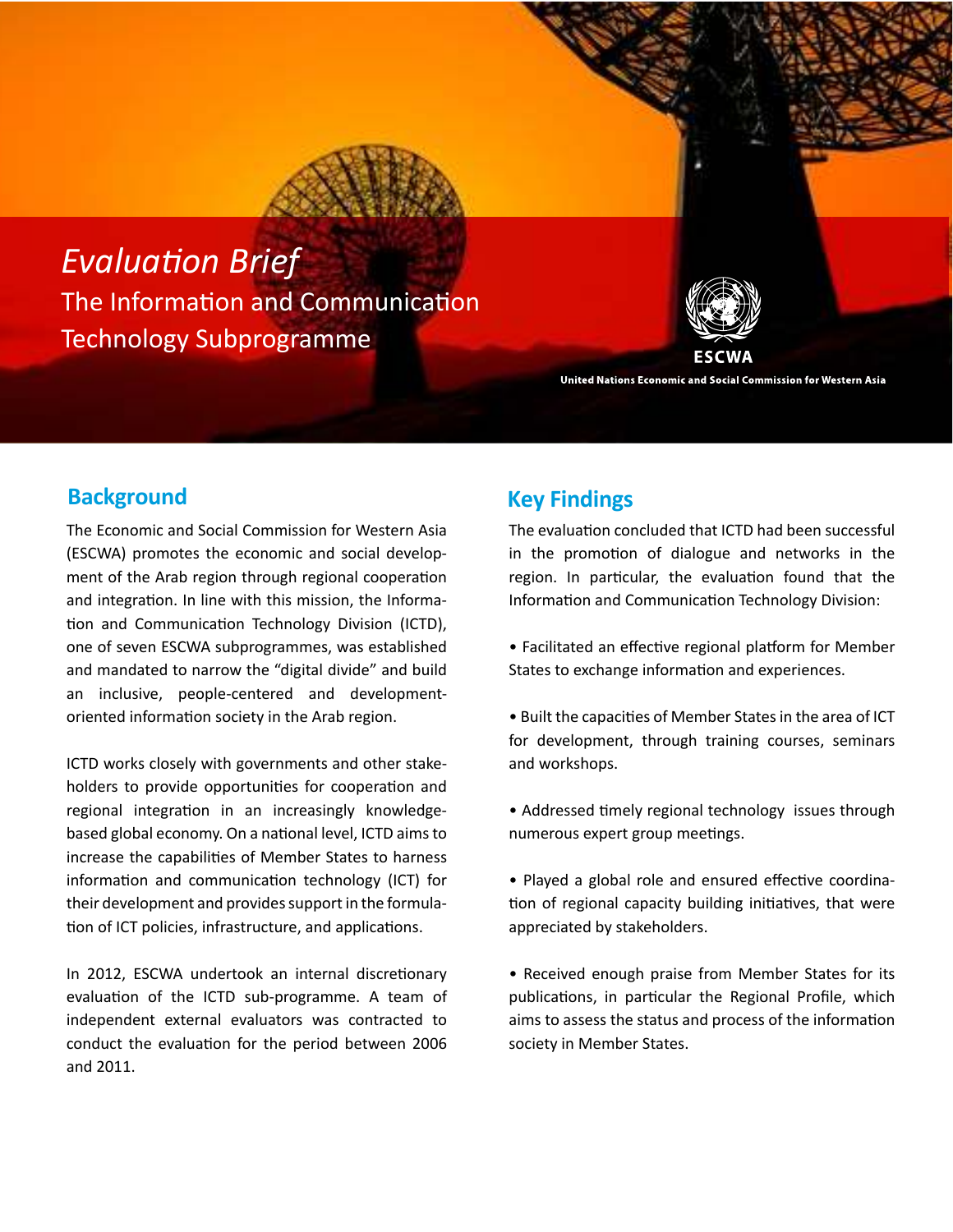# *Evaluation Brief*

The Information and Communication Technology Subprogramme

ESCWA

United Nations Economic and Social Commission for Western Asia

## Background

The Economic and Social Commission for Western Asia (ESCWA) promotes the economic and social development of the Arab region through regional cooperation and integration. In line with this mission, the Information and Communication Technology Division (ICTD), one of seven ESCWA subprogrammes, was established and mandated to narrow the "digital divide" and build an inclusive, people-centered and development-oriented information society in the Arab region.

ICTD works closely with governments and other stakeholders to provide opportunities for cooperation and regional integration in an increasingly knowledge-based global economy. On a national level, ICTD aims to increase the capabilities of Member States to harness information and communication technology (ICT) for their development and provides support in the formulation of ICT policies, infrastructure, and applications.

In 2012, ESCWA undertook an internal discretionary evaluation of the ICTD sub-programme. A team of independent external evaluators was contracted to conduct the evaluation for the period between 2006 and 2011.

## Key Findings

The evaluation concluded that ICTD had been successful in the promotion of dialogue and networks in the region. In particular, the evaluation found that the Information and Communication Technology Division:

- Facilitated an effective regional platform for Member States to exchange information and experiences.
- Built the capacities of Member States in the area of ICT for development, through training courses, seminars and workshops.
- Addressed timely regional technology issues through numerous expert group meetings.
- Played a global role and ensured effective coordination of regional capacity building initiatives, that were appreciated by stakeholders.
- Received enough praise from Member States for its publications, in particular the Regional Profile, which aims to assess the status and process of the information society in Member States.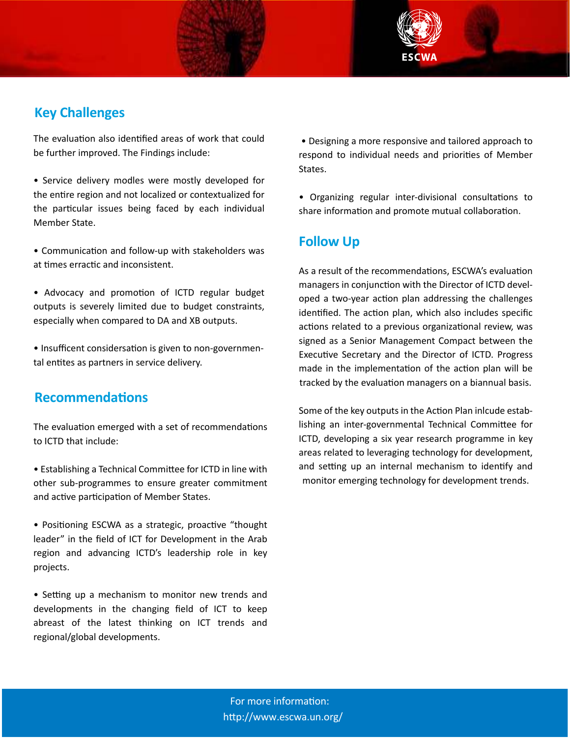## Key Challenges

The evaluation also identified areas of work that could be further improved. The Findings include:

• Service delivery modles were mostly developed for the entire region and not localized or contextualized for the particular issues being faced by each individual Member State.

• Communication and follow-up with stakeholders was at times erractic and inconsistent.

• Advocacy and promotion of ICTD regular budget outputs is severely limited due to budget constraints, especially when compared to DA and XB outputs.

• Insuffcient considersation is given to non-governmental entites as partners in service delivery.

## Recommendations

The evaluation emerged with a set of recommendations to ICTD that include:

• Establishing a Technical Committee for ICTD in line with other sub-programmes to ensure greater commitment and active participation of Member States.

• Positioning ESCWA as a strategic, proactive “thought leader” in the field of ICT for Development in the Arab region and advancing ICTD’s leadership role in key projects.

• Setting up a mechanism to monitor new trends and developments in the changing field of ICT to keep abreast of the latest thinking on ICT trends and regional/global developments.

• Designing a more responsive and tailored approach to respond to individual needs and priorities of Member States.

• Organizing regular inter-divisional consultations to share information and promote mutual collaboration.

## Follow Up

As a result of the recommendations, ESCWA’s evaluation managers in conjunction with the Director of ICTD developed a two-year action plan addressing the challenges identified. The action plan, which also includes specific actions related to a previous organizational review, was signed as a Senior Management Compact between the Executive Secretary and the Director of ICTD. Progress made in the implementation of the action plan will be tracked by the evaluation managers on a biannual basis.

Some of the key outputs in the Action Plan inlcude establishing an inter-governmental Technical Committee for ICTD, developing a six year research programme in key areas related to leveraging technology for development, and setting up an internal mechanism to identify and monitor emerging technology for development trends.

For more information:
http://www.escwa.un.org/